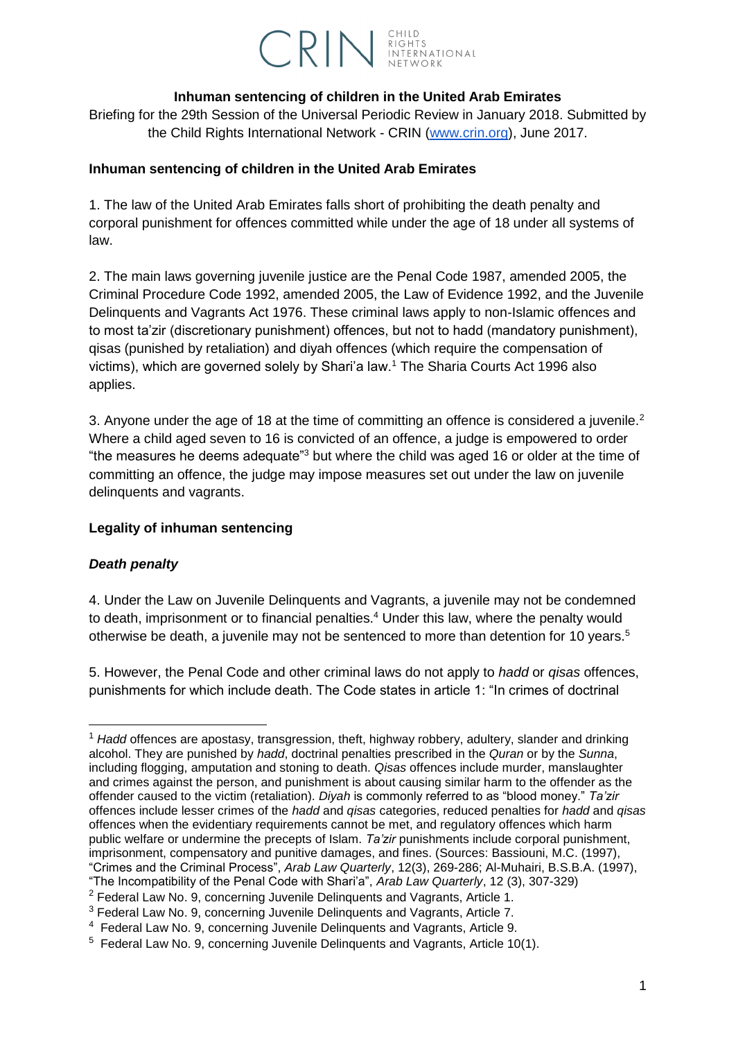CRIN CHILD RIGHTS INTERNATIONAL NETWORK

**Inhuman sentencing of children in the United Arab Emirates**

Briefing for the 29th Session of the Universal Periodic Review in January 2018. Submitted by the Child Rights International Network - CRIN (www.crin.org), June 2017.

## Inhuman sentencing of children in the United Arab Emirates

1. The law of the United Arab Emirates falls short of prohibiting the death penalty and corporal punishment for offences committed while under the age of 18 under all systems of law.

2. The main laws governing juvenile justice are the Penal Code 1987, amended 2005, the Criminal Procedure Code 1992, amended 2005, the Law of Evidence 1992, and the Juvenile Delinquents and Vagrants Act 1976. These criminal laws apply to non-Islamic offences and to most ta'zir (discretionary punishment) offences, but not to hadd (mandatory punishment), qisas (punished by retaliation) and diyah offences (which require the compensation of victims), which are governed solely by Shari'a law.[1] The Sharia Courts Act 1996 also applies.

3. Anyone under the age of 18 at the time of committing an offence is considered a juvenile.[2] Where a child aged seven to 16 is convicted of an offence, a judge is empowered to order "the measures he deems adequate"[3] but where the child was aged 16 or older at the time of committing an offence, the judge may impose measures set out under the law on juvenile delinquents and vagrants.

## Legality of inhuman sentencing

### *Death penalty*

4. Under the Law on Juvenile Delinquents and Vagrants, a juvenile may not be condemned to death, imprisonment or to financial penalties.[4] Under this law, where the penalty would otherwise be death, a juvenile may not be sentenced to more than detention for 10 years.[5]

5. However, the Penal Code and other criminal laws do not apply to *hadd* or *qisas* offences, punishments for which include death. The Code states in article 1: "In crimes of doctrinal

---

[1] *Hadd* offences are apostasy, transgression, theft, highway robbery, adultery, slander and drinking alcohol. They are punished by *hadd*, doctrinal penalties prescribed in the *Quran* or by the *Sunna*, including flogging, amputation and stoning to death. *Qisas* offences include murder, manslaughter and crimes against the person, and punishment is about causing similar harm to the offender as the offender caused to the victim (retaliation). *Diyah* is commonly referred to as "blood money." *Ta'zir* offences include lesser crimes of the *hadd* and *qisas* categories, reduced penalties for *hadd* and *qisas* offences when the evidentiary requirements cannot be met, and regulatory offences which harm public welfare or undermine the precepts of Islam. *Ta'zir* punishments include corporal punishment, imprisonment, compensatory and punitive damages, and fines. (Sources: Bassiouni, M.C. (1997), "Crimes and the Criminal Process", *Arab Law Quarterly*, 12(3), 269-286; Al-Muhairi, B.S.B.A. (1997), "The Incompatibility of the Penal Code with Shari'a", *Arab Law Quarterly*, 12 (3), 307-329)

[2] Federal Law No. 9, concerning Juvenile Delinquents and Vagrants, Article 1.

[3] Federal Law No. 9, concerning Juvenile Delinquents and Vagrants, Article 7.

[4] Federal Law No. 9, concerning Juvenile Delinquents and Vagrants, Article 9.

[5] Federal Law No. 9, concerning Juvenile Delinquents and Vagrants, Article 10(1).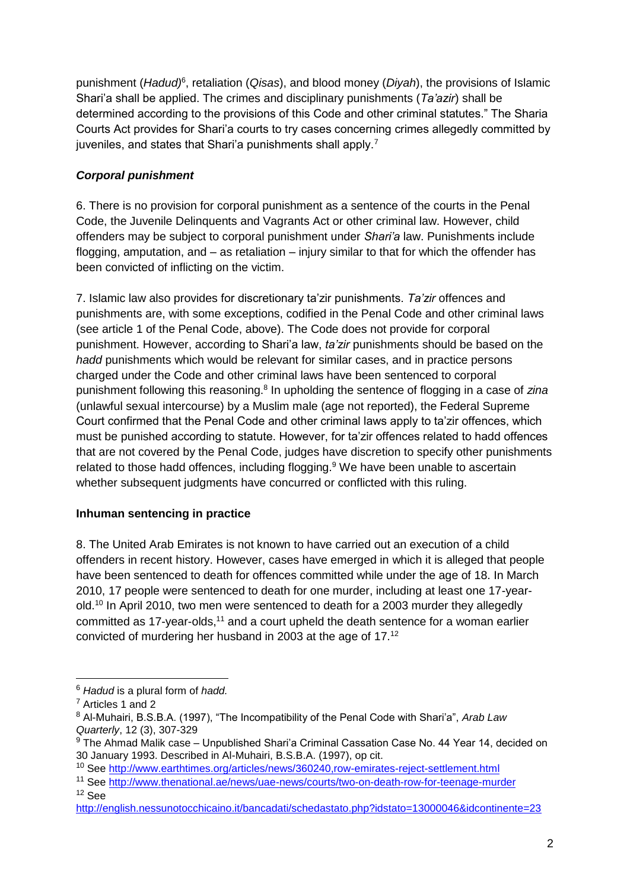punishment (*Hadud*)[6], retaliation (*Qisas*), and blood money (*Diyah*), the provisions of Islamic Shari'a shall be applied. The crimes and disciplinary punishments (*Ta'azir*) shall be determined according to the provisions of this Code and other criminal statutes." The Sharia Courts Act provides for Shari'a courts to try cases concerning crimes allegedly committed by juveniles, and states that Shari'a punishments shall apply.[7]

### *Corporal punishment*

6. There is no provision for corporal punishment as a sentence of the courts in the Penal Code, the Juvenile Delinquents and Vagrants Act or other criminal law. However, child offenders may be subject to corporal punishment under *Shari'a* law. Punishments include flogging, amputation, and – as retaliation – injury similar to that for which the offender has been convicted of inflicting on the victim.

7. Islamic law also provides for discretionary ta'zir punishments. *Ta'zir* offences and punishments are, with some exceptions, codified in the Penal Code and other criminal laws (see article 1 of the Penal Code, above). The Code does not provide for corporal punishment. However, according to Shari'a law, *ta'zir* punishments should be based on the *hadd* punishments which would be relevant for similar cases, and in practice persons charged under the Code and other criminal laws have been sentenced to corporal punishment following this reasoning.[8] In upholding the sentence of flogging in a case of *zina* (unlawful sexual intercourse) by a Muslim male (age not reported), the Federal Supreme Court confirmed that the Penal Code and other criminal laws apply to ta'zir offences, which must be punished according to statute. However, for ta'zir offences related to hadd offences that are not covered by the Penal Code, judges have discretion to specify other punishments related to those hadd offences, including flogging.[9] We have been unable to ascertain whether subsequent judgments have concurred or conflicted with this ruling.

### **Inhuman sentencing in practice**

8. The United Arab Emirates is not known to have carried out an execution of a child offenders in recent history. However, cases have emerged in which it is alleged that people have been sentenced to death for offences committed while under the age of 18. In March 2010, 17 people were sentenced to death for one murder, including at least one 17-year-old.[10] In April 2010, two men were sentenced to death for a 2003 murder they allegedly committed as 17-year-olds,[11] and a court upheld the death sentence for a woman earlier convicted of murdering her husband in 2003 at the age of 17.[12]

---

[6] *Hadud* is a plural form of *hadd.*

[7] Articles 1 and 2

[8] Al-Muhairi, B.S.B.A. (1997), "The Incompatibility of the Penal Code with Shari'a", *Arab Law Quarterly*, 12 (3), 307-329

[9] The Ahmad Malik case – Unpublished Shari'a Criminal Cassation Case No. 44 Year 14, decided on 30 January 1993. Described in Al-Muhairi, B.S.B.A. (1997), op cit.

[10] See http://www.earthtimes.org/articles/news/360240,row-emirates-reject-settlement.html

[11] See http://www.thenational.ae/news/uae-news/courts/two-on-death-row-for-teenage-murder

[12] See http://english.nessunotocchicaino.it/bancadati/schedastato.php?idstato=13000046&idcontinente=23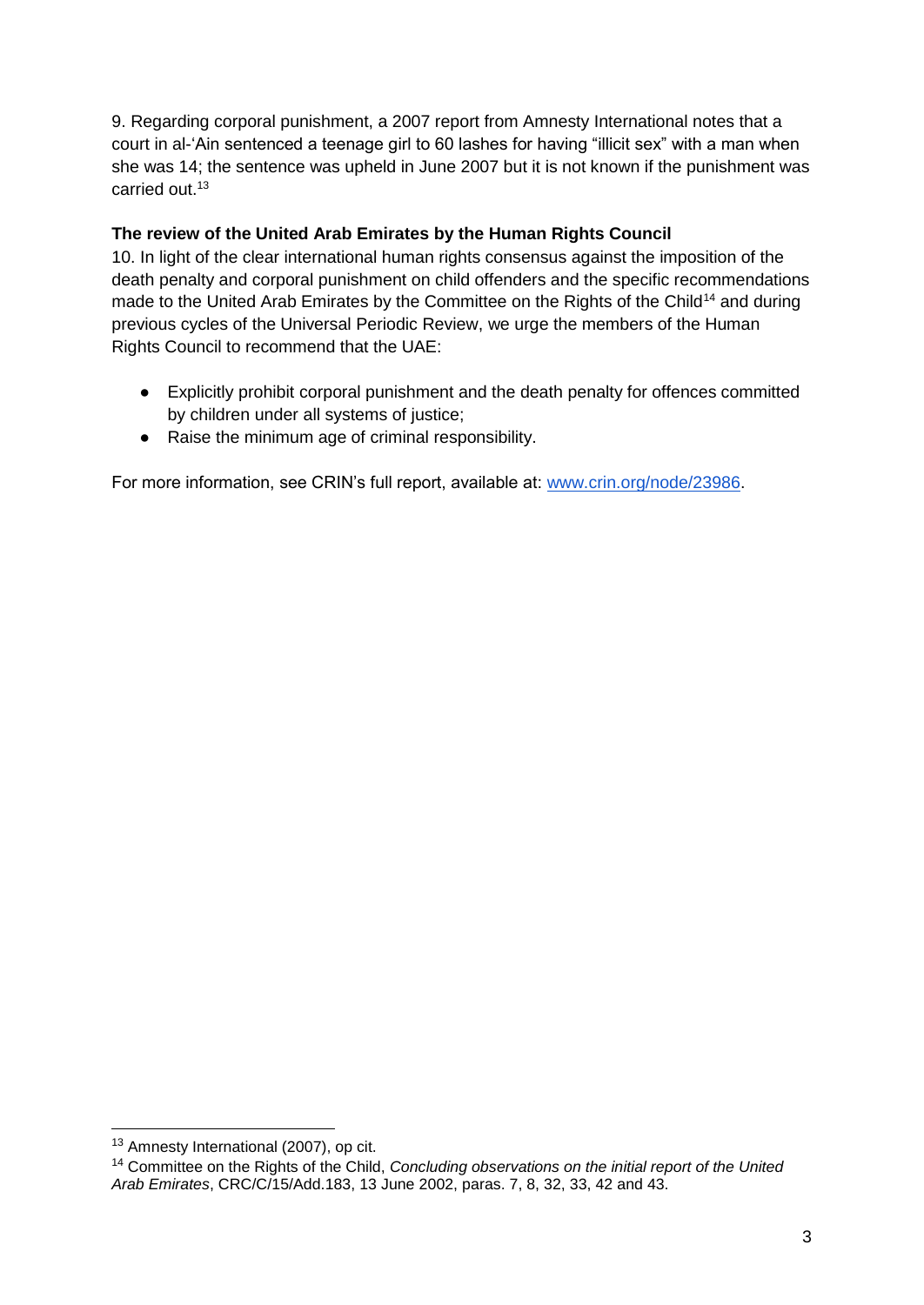9. Regarding corporal punishment, a 2007 report from Amnesty International notes that a court in al-'Ain sentenced a teenage girl to 60 lashes for having "illicit sex" with a man when she was 14; the sentence was upheld in June 2007 but it is not known if the punishment was carried out.[13]

**The review of the United Arab Emirates by the Human Rights Council**

10. In light of the clear international human rights consensus against the imposition of the death penalty and corporal punishment on child offenders and the specific recommendations made to the United Arab Emirates by the Committee on the Rights of the Child[14] and during previous cycles of the Universal Periodic Review, we urge the members of the Human Rights Council to recommend that the UAE:

- Explicitly prohibit corporal punishment and the death penalty for offences committed by children under all systems of justice;
- Raise the minimum age of criminal responsibility.

For more information, see CRIN's full report, available at: [www.crin.org/node/23986](http://www.crin.org/node/23986).

---

[13] Amnesty International (2007), op cit.

[14] Committee on the Rights of the Child, *Concluding observations on the initial report of the United Arab Emirates*, CRC/C/15/Add.183, 13 June 2002, paras. 7, 8, 32, 33, 42 and 43.